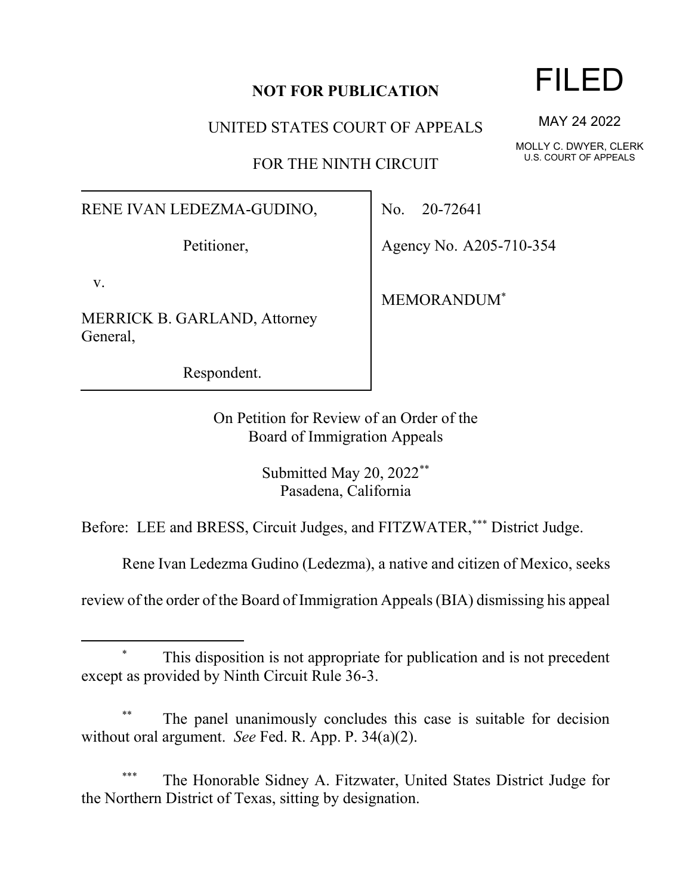**NOT FOR PUBLICATION**

UNITED STATES COURT OF APPEALS

FOR THE NINTH CIRCUIT

FILED

MAY 24 2022

MOLLY C. DWYER, CLERK
U.S. COURT OF APPEALS

RENE IVAN LEDEZMA-GUDINO,

Petitioner,

v.

MERRICK B. GARLAND, Attorney General,

Respondent.

No. 20-72641

Agency No. A205-710-354

MEMORANDUM[*]

On Petition for Review of an Order of the
Board of Immigration Appeals

Submitted May 20, 2022[**]
Pasadena, California

Before: LEE and BRESS, Circuit Judges, and FITZWATER,[***] District Judge.

Rene Ivan Ledezma Gudino (Ledezma), a native and citizen of Mexico, seeks review of the order of the Board of Immigration Appeals (BIA) dismissing his appeal

---

[*] This disposition is not appropriate for publication and is not precedent except as provided by Ninth Circuit Rule 36-3.

[**] The panel unanimously concludes this case is suitable for decision without oral argument. *See* Fed. R. App. P. 34(a)(2).

[***] The Honorable Sidney A. Fitzwater, United States District Judge for the Northern District of Texas, sitting by designation.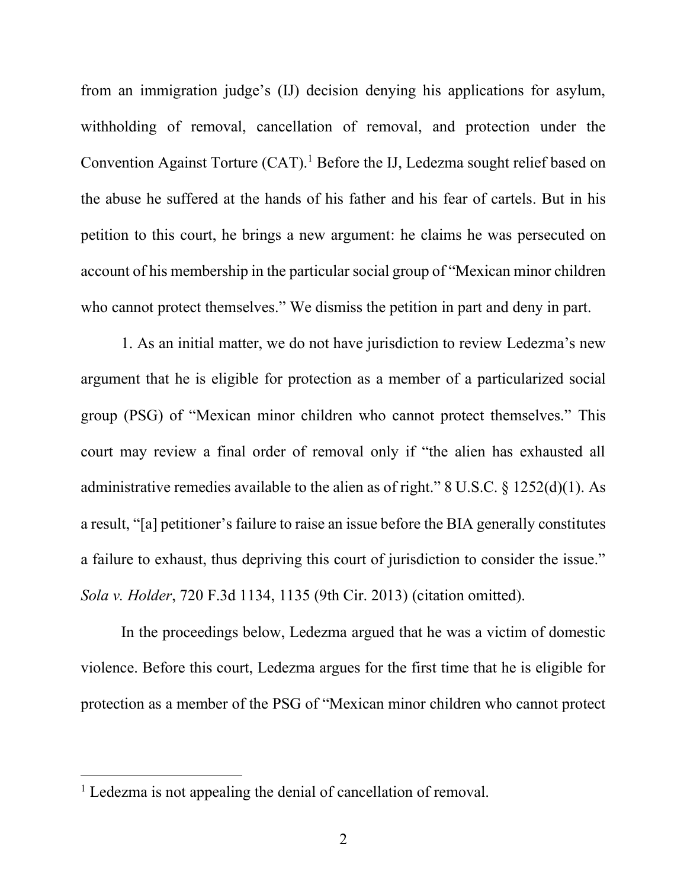from an immigration judge's (IJ) decision denying his applications for asylum, withholding of removal, cancellation of removal, and protection under the Convention Against Torture (CAT).[1] Before the IJ, Ledezma sought relief based on the abuse he suffered at the hands of his father and his fear of cartels. But in his petition to this court, he brings a new argument: he claims he was persecuted on account of his membership in the particular social group of "Mexican minor children who cannot protect themselves." We dismiss the petition in part and deny in part.

1. As an initial matter, we do not have jurisdiction to review Ledezma's new argument that he is eligible for protection as a member of a particularized social group (PSG) of "Mexican minor children who cannot protect themselves." This court may review a final order of removal only if "the alien has exhausted all administrative remedies available to the alien as of right." 8 U.S.C. § 1252(d)(1). As a result, "[a] petitioner's failure to raise an issue before the BIA generally constitutes a failure to exhaust, thus depriving this court of jurisdiction to consider the issue." *Sola v. Holder*, 720 F.3d 1134, 1135 (9th Cir. 2013) (citation omitted).

In the proceedings below, Ledezma argued that he was a victim of domestic violence. Before this court, Ledezma argues for the first time that he is eligible for protection as a member of the PSG of "Mexican minor children who cannot protect

---

[1] Ledezma is not appealing the denial of cancellation of removal.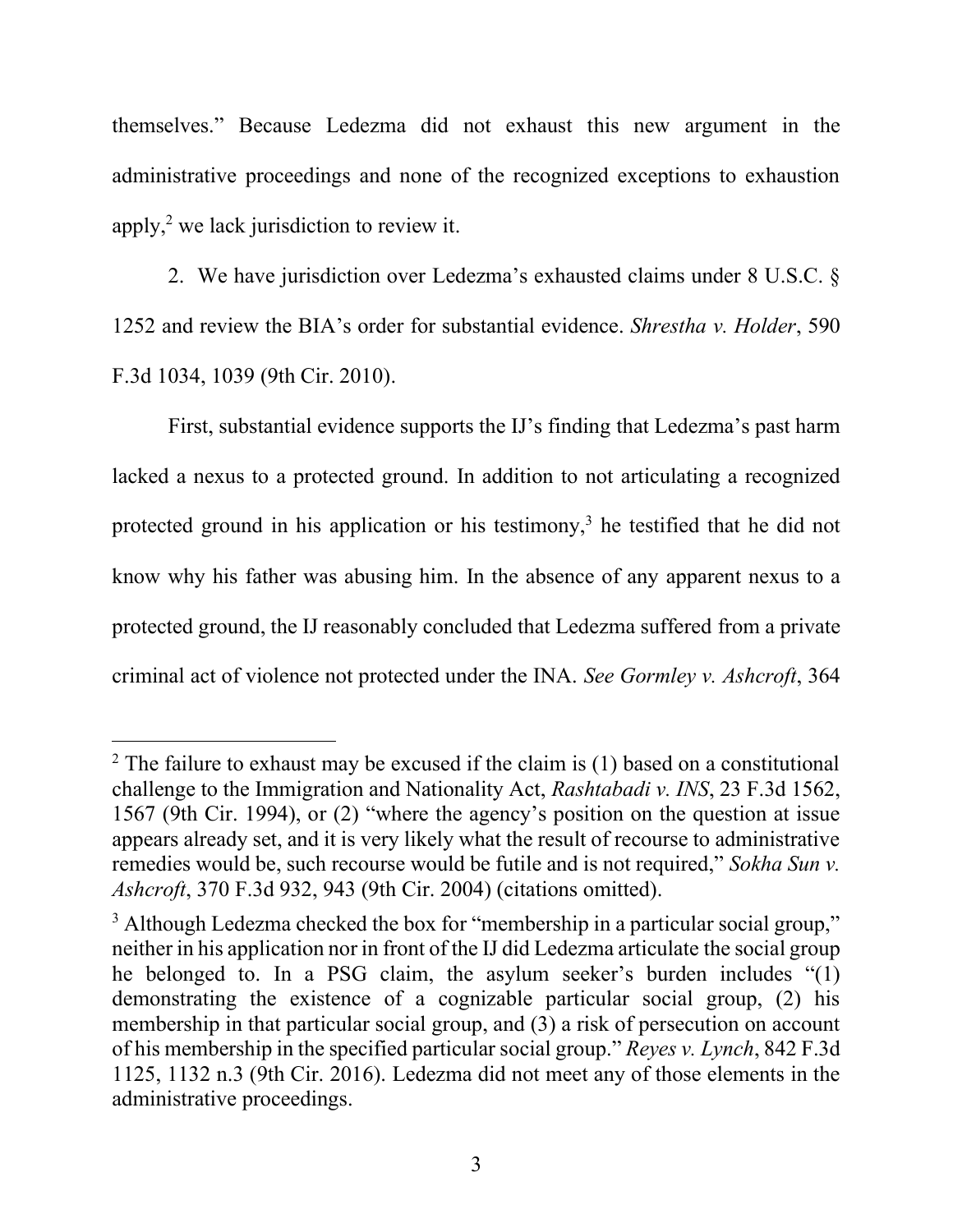themselves." Because Ledezma did not exhaust this new argument in the administrative proceedings and none of the recognized exceptions to exhaustion apply,[2] we lack jurisdiction to review it.

2. We have jurisdiction over Ledezma's exhausted claims under 8 U.S.C. § 1252 and review the BIA's order for substantial evidence. *Shrestha v. Holder*, 590 F.3d 1034, 1039 (9th Cir. 2010).

First, substantial evidence supports the IJ's finding that Ledezma's past harm lacked a nexus to a protected ground. In addition to not articulating a recognized protected ground in his application or his testimony,[3] he testified that he did not know why his father was abusing him. In the absence of any apparent nexus to a protected ground, the IJ reasonably concluded that Ledezma suffered from a private criminal act of violence not protected under the INA. *See Gormley v. Ashcroft*, 364

---

[2] The failure to exhaust may be excused if the claim is (1) based on a constitutional challenge to the Immigration and Nationality Act, *Rashtabadi v. INS*, 23 F.3d 1562, 1567 (9th Cir. 1994), or (2) "where the agency's position on the question at issue appears already set, and it is very likely what the result of recourse to administrative remedies would be, such recourse would be futile and is not required," *Sokha Sun v. Ashcroft*, 370 F.3d 932, 943 (9th Cir. 2004) (citations omitted).

[3] Although Ledezma checked the box for "membership in a particular social group," neither in his application nor in front of the IJ did Ledezma articulate the social group he belonged to. In a PSG claim, the asylum seeker's burden includes "(1) demonstrating the existence of a cognizable particular social group, (2) his membership in that particular social group, and (3) a risk of persecution on account of his membership in the specified particular social group." *Reyes v. Lynch*, 842 F.3d 1125, 1132 n.3 (9th Cir. 2016). Ledezma did not meet any of those elements in the administrative proceedings.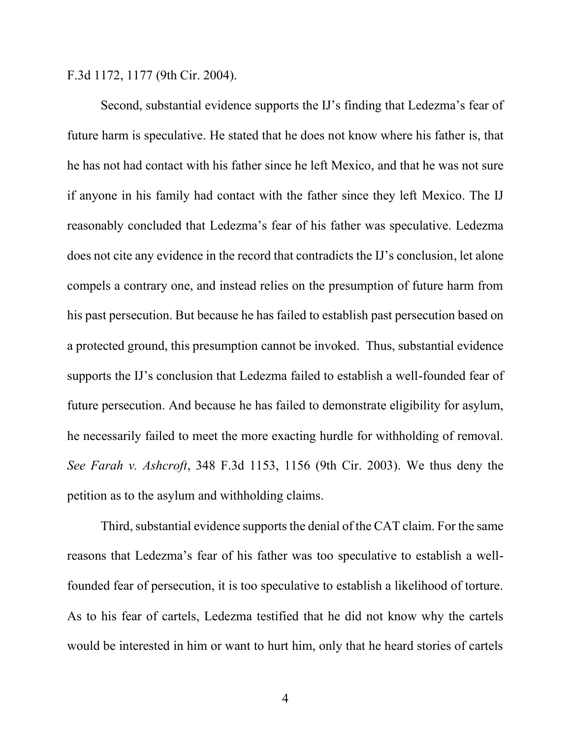F.3d 1172, 1177 (9th Cir. 2004).

Second, substantial evidence supports the IJ's finding that Ledezma's fear of future harm is speculative. He stated that he does not know where his father is, that he has not had contact with his father since he left Mexico, and that he was not sure if anyone in his family had contact with the father since they left Mexico. The IJ reasonably concluded that Ledezma's fear of his father was speculative. Ledezma does not cite any evidence in the record that contradicts the IJ's conclusion, let alone compels a contrary one, and instead relies on the presumption of future harm from his past persecution. But because he has failed to establish past persecution based on a protected ground, this presumption cannot be invoked. Thus, substantial evidence supports the IJ's conclusion that Ledezma failed to establish a well-founded fear of future persecution. And because he has failed to demonstrate eligibility for asylum, he necessarily failed to meet the more exacting hurdle for withholding of removal. *See Farah v. Ashcroft*, 348 F.3d 1153, 1156 (9th Cir. 2003). We thus deny the petition as to the asylum and withholding claims.

Third, substantial evidence supports the denial of the CAT claim. For the same reasons that Ledezma's fear of his father was too speculative to establish a well-founded fear of persecution, it is too speculative to establish a likelihood of torture. As to his fear of cartels, Ledezma testified that he did not know why the cartels would be interested in him or want to hurt him, only that he heard stories of cartels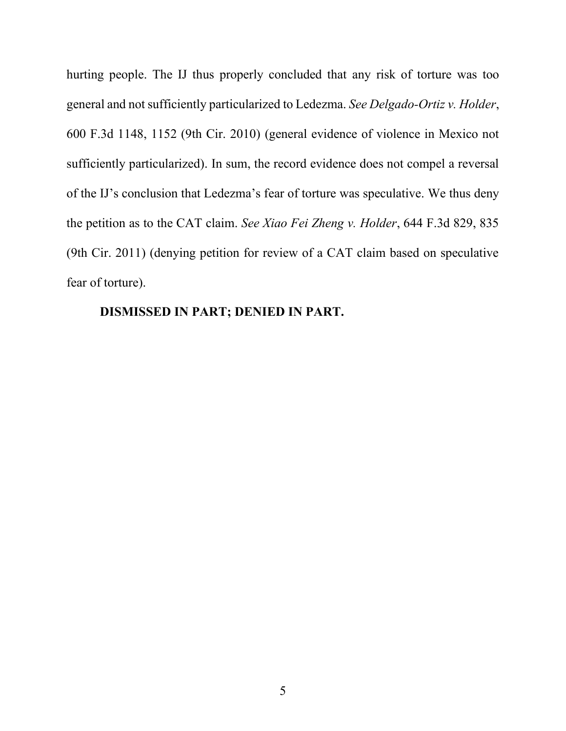hurting people. The IJ thus properly concluded that any risk of torture was too general and not sufficiently particularized to Ledezma. *See Delgado-Ortiz v. Holder*, 600 F.3d 1148, 1152 (9th Cir. 2010) (general evidence of violence in Mexico not sufficiently particularized). In sum, the record evidence does not compel a reversal of the IJ's conclusion that Ledezma's fear of torture was speculative. We thus deny the petition as to the CAT claim. *See Xiao Fei Zheng v. Holder*, 644 F.3d 829, 835 (9th Cir. 2011) (denying petition for review of a CAT claim based on speculative fear of torture).

**DISMISSED IN PART; DENIED IN PART.**